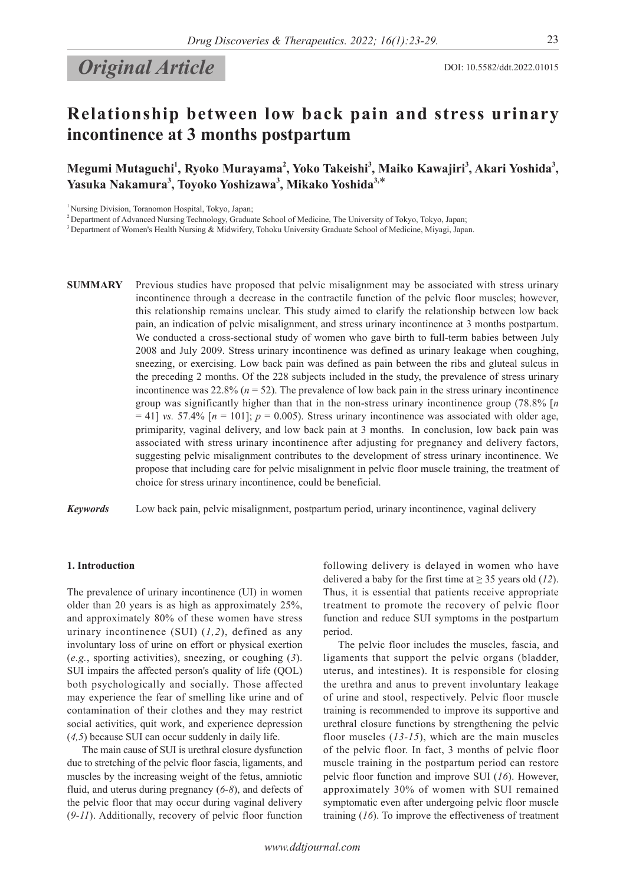*Original Article*

DOI: 10.5582/ddt.2022.01015

# Relationship between low back pain and stress urinary incontinence at 3 months postpartum

**Megumi Mutaguchi[1], Ryoko Murayama[2], Yoko Takeishi[3], Maiko Kawajiri[3], Akari Yoshida[3], Yasuka Nakamura[3], Toyoko Yoshizawa[3], Mikako Yoshida[3,*]**

[1] Nursing Division, Toranomon Hospital, Tokyo, Japan;
[2] Department of Advanced Nursing Technology, Graduate School of Medicine, The University of Tokyo, Tokyo, Japan;
[3] Department of Women's Health Nursing & Midwifery, Tohoku University Graduate School of Medicine, Miyagi, Japan.

**SUMMARY** Previous studies have proposed that pelvic misalignment may be associated with stress urinary incontinence through a decrease in the contractile function of the pelvic floor muscles; however, this relationship remains unclear. This study aimed to clarify the relationship between low back pain, an indication of pelvic misalignment, and stress urinary incontinence at 3 months postpartum. We conducted a cross-sectional study of women who gave birth to full-term babies between July 2008 and July 2009. Stress urinary incontinence was defined as urinary leakage when coughing, sneezing, or exercising. Low back pain was defined as pain between the ribs and gluteal sulcus in the preceding 2 months. Of the 228 subjects included in the study, the prevalence of stress urinary incontinence was 22.8% ($n$ = 52). The prevalence of low back pain in the stress urinary incontinence group was significantly higher than that in the non-stress urinary incontinence group (78.8% [$n$ = 41] *vs.* 57.4% [$n$ = 101]; $p$ = 0.005). Stress urinary incontinence was associated with older age, primiparity, vaginal delivery, and low back pain at 3 months. In conclusion, low back pain was associated with stress urinary incontinence after adjusting for pregnancy and delivery factors, suggesting pelvic misalignment contributes to the development of stress urinary incontinence. We propose that including care for pelvic misalignment in pelvic floor muscle training, the treatment of choice for stress urinary incontinence, could be beneficial.

***Keywords*** Low back pain, pelvic misalignment, postpartum period, urinary incontinence, vaginal delivery

## 1. Introduction

The prevalence of urinary incontinence (UI) in women older than 20 years is as high as approximately 25%, and approximately 80% of these women have stress urinary incontinence (SUI) (*1,2*), defined as any involuntary loss of urine on effort or physical exertion (*e.g.*, sporting activities), sneezing, or coughing (*3*). SUI impairs the affected person's quality of life (QOL) both psychologically and socially. Those affected may experience the fear of smelling like urine and of contamination of their clothes and they may restrict social activities, quit work, and experience depression (*4,5*) because SUI can occur suddenly in daily life.

The main cause of SUI is urethral closure dysfunction due to stretching of the pelvic floor fascia, ligaments, and muscles by the increasing weight of the fetus, amniotic fluid, and uterus during pregnancy (*6-8*), and defects of the pelvic floor that may occur during vaginal delivery (*9-11*). Additionally, recovery of pelvic floor function following delivery is delayed in women who have delivered a baby for the first time at ≥ 35 years old (*12*). Thus, it is essential that patients receive appropriate treatment to promote the recovery of pelvic floor function and reduce SUI symptoms in the postpartum period.

The pelvic floor includes the muscles, fascia, and ligaments that support the pelvic organs (bladder, uterus, and intestines). It is responsible for closing the urethra and anus to prevent involuntary leakage of urine and stool, respectively. Pelvic floor muscle training is recommended to improve its supportive and urethral closure functions by strengthening the pelvic floor muscles (*13-15*), which are the main muscles of the pelvic floor. In fact, 3 months of pelvic floor muscle training in the postpartum period can restore pelvic floor function and improve SUI (*16*). However, approximately 30% of women with SUI remained symptomatic even after undergoing pelvic floor muscle training (*16*). To improve the effectiveness of treatment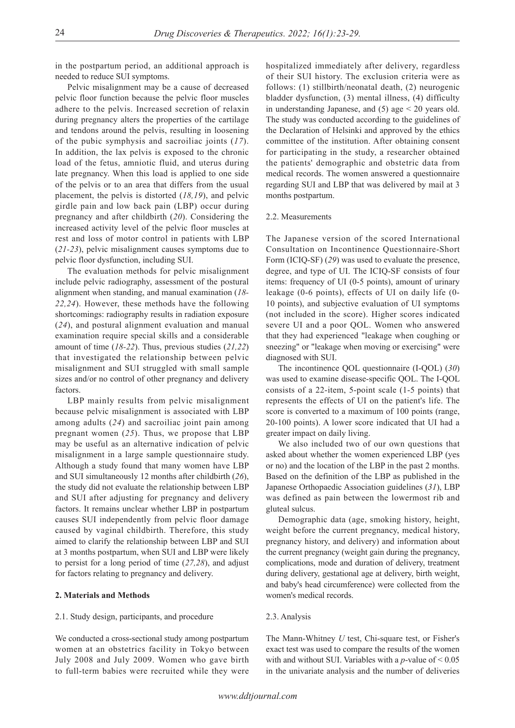in the postpartum period, an additional approach is needed to reduce SUI symptoms.

Pelvic misalignment may be a cause of decreased pelvic floor function because the pelvic floor muscles adhere to the pelvis. Increased secretion of relaxin during pregnancy alters the properties of the cartilage and tendons around the pelvis, resulting in loosening of the pubic symphysis and sacroiliac joints (*17*). In addition, the lax pelvis is exposed to the chronic load of the fetus, amniotic fluid, and uterus during late pregnancy. When this load is applied to one side of the pelvis or to an area that differs from the usual placement, the pelvis is distorted (*18,19*), and pelvic girdle pain and low back pain (LBP) occur during pregnancy and after childbirth (*20*). Considering the increased activity level of the pelvic floor muscles at rest and loss of motor control in patients with LBP (*21-23*), pelvic misalignment causes symptoms due to pelvic floor dysfunction, including SUI.

The evaluation methods for pelvic misalignment include pelvic radiography, assessment of the postural alignment when standing, and manual examination (*18-22,24*). However, these methods have the following shortcomings: radiography results in radiation exposure (*24*), and postural alignment evaluation and manual examination require special skills and a considerable amount of time (*18-22*). Thus, previous studies (*21,22*) that investigated the relationship between pelvic misalignment and SUI struggled with small sample sizes and/or no control of other pregnancy and delivery factors.

LBP mainly results from pelvic misalignment because pelvic misalignment is associated with LBP among adults (*24*) and sacroiliac joint pain among pregnant women (*25*). Thus, we propose that LBP may be useful as an alternative indication of pelvic misalignment in a large sample questionnaire study. Although a study found that many women have LBP and SUI simultaneously 12 months after childbirth (*26*), the study did not evaluate the relationship between LBP and SUI after adjusting for pregnancy and delivery factors. It remains unclear whether LBP in postpartum causes SUI independently from pelvic floor damage caused by vaginal childbirth. Therefore, this study aimed to clarify the relationship between LBP and SUI at 3 months postpartum, when SUI and LBP were likely to persist for a long period of time (*27,28*), and adjust for factors relating to pregnancy and delivery.

## 2. Materials and Methods

### 2.1. Study design, participants, and procedure

We conducted a cross-sectional study among postpartum women at an obstetrics facility in Tokyo between July 2008 and July 2009. Women who gave birth to full-term babies were recruited while they were hospitalized immediately after delivery, regardless of their SUI history. The exclusion criteria were as follows: (1) stillbirth/neonatal death, (2) neurogenic bladder dysfunction, (3) mental illness, (4) difficulty in understanding Japanese, and (5) age < 20 years old. The study was conducted according to the guidelines of the Declaration of Helsinki and approved by the ethics committee of the institution. After obtaining consent for participating in the study, a researcher obtained the patients' demographic and obstetric data from medical records. The women answered a questionnaire regarding SUI and LBP that was delivered by mail at 3 months postpartum.

### 2.2. Measurements

The Japanese version of the scored International Consultation on Incontinence Questionnaire-Short Form (ICIQ-SF) (*29*) was used to evaluate the presence, degree, and type of UI. The ICIQ-SF consists of four items: frequency of UI (0-5 points), amount of urinary leakage (0-6 points), effects of UI on daily life (0-10 points), and subjective evaluation of UI symptoms (not included in the score). Higher scores indicated severe UI and a poor QOL. Women who answered that they had experienced "leakage when coughing or sneezing" or "leakage when moving or exercising" were diagnosed with SUI.

The incontinence QOL questionnaire (I-QOL) (*30*) was used to examine disease-specific QOL. The I-QOL consists of a 22-item, 5-point scale (1-5 points) that represents the effects of UI on the patient's life. The score is converted to a maximum of 100 points (range, 20-100 points). A lower score indicated that UI had a greater impact on daily living.

We also included two of our own questions that asked about whether the women experienced LBP (yes or no) and the location of the LBP in the past 2 months. Based on the definition of the LBP as published in the Japanese Orthopaedic Association guidelines (*31*), LBP was defined as pain between the lowermost rib and gluteal sulcus.

Demographic data (age, smoking history, height, weight before the current pregnancy, medical history, pregnancy history, and delivery) and information about the current pregnancy (weight gain during the pregnancy, complications, mode and duration of delivery, treatment during delivery, gestational age at delivery, birth weight, and baby's head circumference) were collected from the women's medical records.

### 2.3. Analysis

The Mann-Whitney *U* test, Chi-square test, or Fisher's exact test was used to compare the results of the women with and without SUI. Variables with a $p$-value of $< 0.05$ in the univariate analysis and the number of deliveries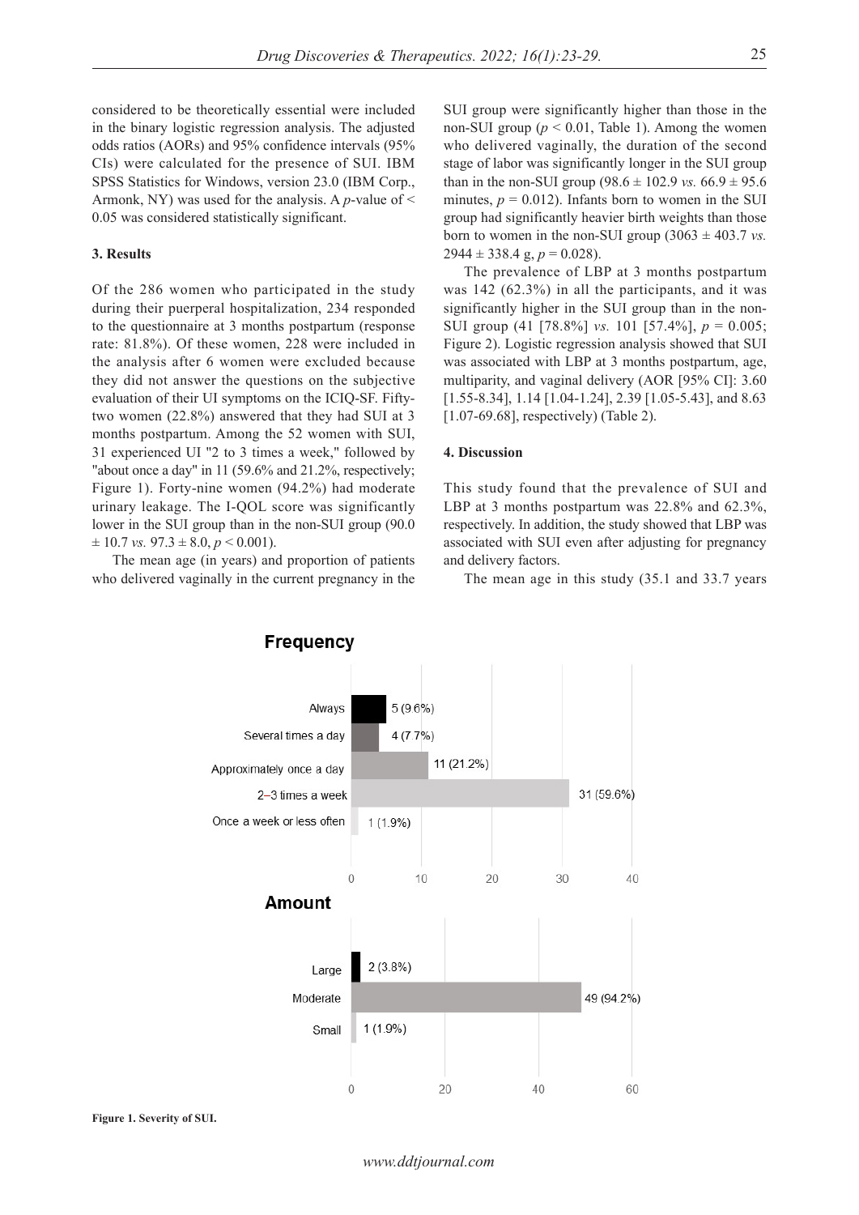considered to be theoretically essential were included in the binary logistic regression analysis. The adjusted odds ratios (AORs) and 95% confidence intervals (95% CIs) were calculated for the presence of SUI. IBM SPSS Statistics for Windows, version 23.0 (IBM Corp., Armonk, NY) was used for the analysis. A $p$-value of < 0.05 was considered statistically significant.

### 3. Results

Of the 286 women who participated in the study during their puerperal hospitalization, 234 responded to the questionnaire at 3 months postpartum (response rate: 81.8%). Of these women, 228 were included in the analysis after 6 women were excluded because they did not answer the questions on the subjective evaluation of their UI symptoms on the ICIQ-SF. Fifty-two women (22.8%) answered that they had SUI at 3 months postpartum. Among the 52 women with SUI, 31 experienced UI "2 to 3 times a week," followed by "about once a day" in 11 (59.6% and 21.2%, respectively; Figure 1). Forty-nine women (94.2%) had moderate urinary leakage. The I-QOL score was significantly lower in the SUI group than in the non-SUI group (90.0 ± 10.7 *vs.* 97.3 ± 8.0, $p < 0.001$).

The mean age (in years) and proportion of patients who delivered vaginally in the current pregnancy in the SUI group were significantly higher than those in the non-SUI group ($p < 0.01$, Table 1). Among the women who delivered vaginally, the duration of the second stage of labor was significantly longer in the SUI group than in the non-SUI group (98.6 ± 102.9 *vs.* 66.9 ± 95.6 minutes, $p = 0.012$). Infants born to women in the SUI group had significantly heavier birth weights than those born to women in the non-SUI group (3063 ± 403.7 *vs.* 2944 ± 338.4 g, $p = 0.028$).

The prevalence of LBP at 3 months postpartum was 142 (62.3%) in all the participants, and it was significantly higher in the SUI group than in the non-SUI group (41 [78.8%] *vs.* 101 [57.4%], $p = 0.005$; Figure 2). Logistic regression analysis showed that SUI was associated with LBP at 3 months postpartum, age, multiparity, and vaginal delivery (AOR [95% CI]: 3.60 [1.55-8.34], 1.14 [1.04-1.24], 2.39 [1.05-5.43], and 8.63 [1.07-69.68], respectively) (Table 2).

### 4. Discussion

This study found that the prevalence of SUI and LBP at 3 months postpartum was 22.8% and 62.3%, respectively. In addition, the study showed that LBP was associated with SUI even after adjusting for pregnancy and delivery factors.

The mean age in this study (35.1 and 33.7 years

**Frequency**

| Category | n (%) |
|---|---|
| Always | 5 (9.6%) |
| Several times a day | 4 (7.7%) |
| Approximately once a day | 11 (21.2%) |
| 2–3 times a week | 31 (59.6%) |
| Once a week or less often | 1 (1.9%) |

**Amount**

| Category | n (%) |
|---|---|
| Large | 2 (3.8%) |
| Moderate | 49 (94.2%) |
| Small | 1 (1.9%) |

**Figure 1. Severity of SUI.**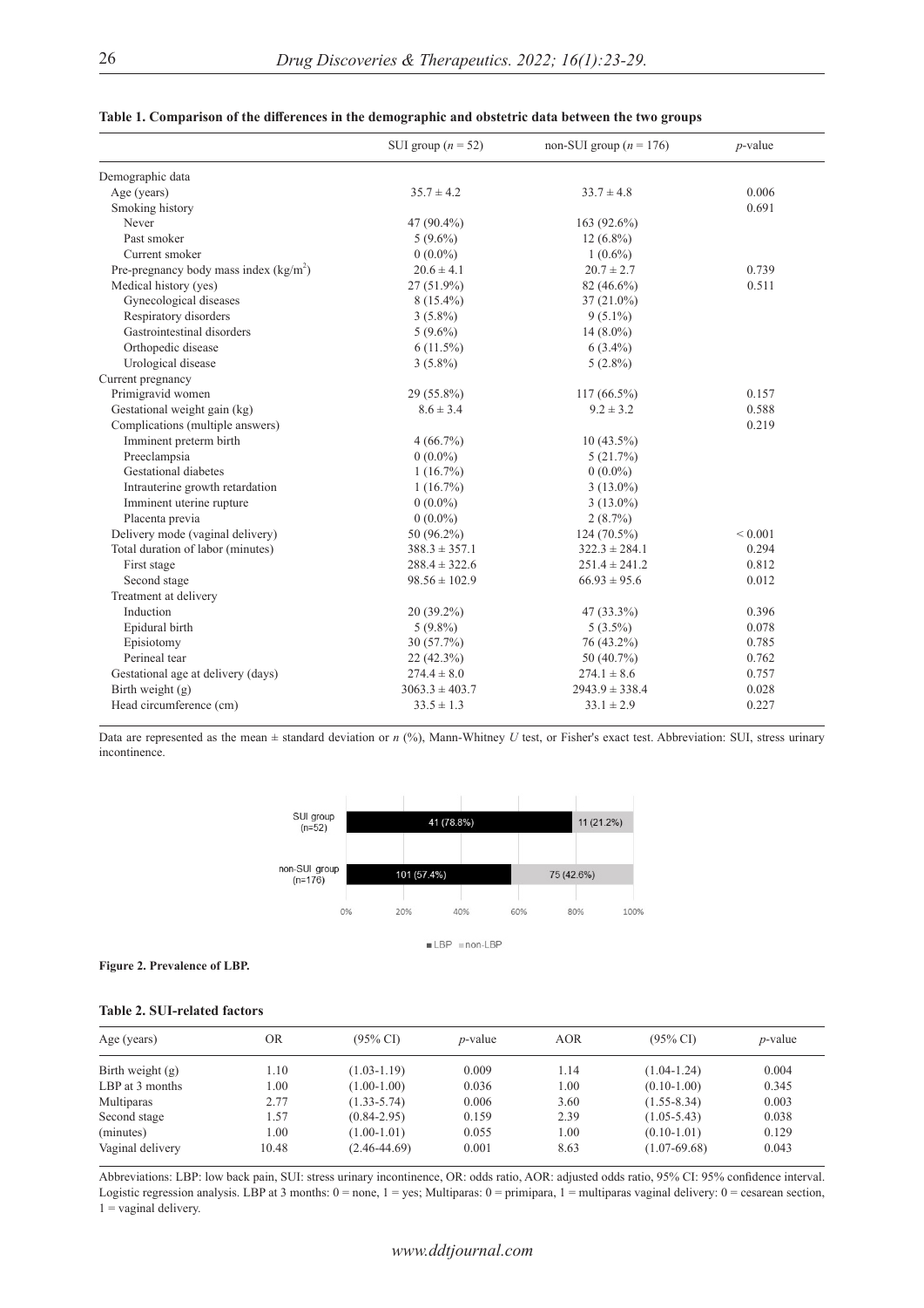**Table 1. Comparison of the differences in the demographic and obstetric data between the two groups**

| | SUI group ($n$ = 52) | non-SUI group ($n$ = 176) | $p$-value |
|---|---|---|---|
| Demographic data | | | |
| Age (years) | 35.7 ± 4.2 | 33.7 ± 4.8 | 0.006 |
| Smoking history | | | 0.691 |
| Never | 47 (90.4%) | 163 (92.6%) | |
| Past smoker | 5 (9.6%) | 12 (6.8%) | |
| Current smoker | 0 (0.0%) | 1 (0.6%) | |
| Pre-pregnancy body mass index (kg/m$^2$) | 20.6 ± 4.1 | 20.7 ± 2.7 | 0.739 |
| Medical history (yes) | 27 (51.9%) | 82 (46.6%) | 0.511 |
| Gynecological diseases | 8 (15.4%) | 37 (21.0%) | |
| Respiratory disorders | 3 (5.8%) | 9 (5.1%) | |
| Gastrointestinal disorders | 5 (9.6%) | 14 (8.0%) | |
| Orthopedic disease | 6 (11.5%) | 6 (3.4%) | |
| Urological disease | 3 (5.8%) | 5 (2.8%) | |
| Current pregnancy | | | |
| Primigravid women | 29 (55.8%) | 117 (66.5%) | 0.157 |
| Gestational weight gain (kg) | 8.6 ± 3.4 | 9.2 ± 3.2 | 0.588 |
| Complications (multiple answers) | | | 0.219 |
| Imminent preterm birth | 4 (66.7%) | 10 (43.5%) | |
| Preeclampsia | 0 (0.0%) | 5 (21.7%) | |
| Gestational diabetes | 1 (16.7%) | 0 (0.0%) | |
| Intrauterine growth retardation | 1 (16.7%) | 3 (13.0%) | |
| Imminent uterine rupture | 0 (0.0%) | 3 (13.0%) | |
| Placenta previa | 0 (0.0%) | 2 (8.7%) | |
| Delivery mode (vaginal delivery) | 50 (96.2%) | 124 (70.5%) | < 0.001 |
| Total duration of labor (minutes) | 388.3 ± 357.1 | 322.3 ± 284.1 | 0.294 |
| First stage | 288.4 ± 322.6 | 251.4 ± 241.2 | 0.812 |
| Second stage | 98.56 ± 102.9 | 66.93 ± 95.6 | 0.012 |
| Treatment at delivery | | | |
| Induction | 20 (39.2%) | 47 (33.3%) | 0.396 |
| Epidural birth | 5 (9.8%) | 5 (3.5%) | 0.078 |
| Episiotomy | 30 (57.7%) | 76 (43.2%) | 0.785 |
| Perineal tear | 22 (42.3%) | 50 (40.7%) | 0.762 |
| Gestational age at delivery (days) | 274.4 ± 8.0 | 274.1 ± 8.6 | 0.757 |
| Birth weight (g) | 3063.3 ± 403.7 | 2943.9 ± 338.4 | 0.028 |
| Head circumference (cm) | 33.5 ± 1.3 | 33.1 ± 2.9 | 0.227 |

Data are represented as the mean ± standard deviation or $n$ (%), Mann-Whitney $U$ test, or Fisher's exact test. Abbreviation: SUI, stress urinary incontinence.

**Figure 2. Prevalence of LBP.**

**Table 2. SUI-related factors**

| Age (years) | OR | (95% CI) | $p$-value | AOR | (95% CI) | $p$-value |
|---|---|---|---|---|---|---|
| Birth weight (g) | 1.10 | (1.03-1.19) | 0.009 | 1.14 | (1.04-1.24) | 0.004 |
| LBP at 3 months | 1.00 | (1.00-1.00) | 0.036 | 1.00 | (0.10-1.00) | 0.345 |
| Multiparas | 2.77 | (1.33-5.74) | 0.006 | 3.60 | (1.55-8.34) | 0.003 |
| Second stage | 1.57 | (0.84-2.95) | 0.159 | 2.39 | (1.05-5.43) | 0.038 |
| (minutes) | 1.00 | (1.00-1.01) | 0.055 | 1.00 | (0.10-1.01) | 0.129 |
| Vaginal delivery | 10.48 | (2.46-44.69) | 0.001 | 8.63 | (1.07-69.68) | 0.043 |

Abbreviations: LBP: low back pain, SUI: stress urinary incontinence, OR: odds ratio, AOR: adjusted odds ratio, 95% CI: 95% confidence interval. Logistic regression analysis. LBP at 3 months: 0 = none, 1 = yes; Multiparas: 0 = primipara, 1 = multiparas vaginal delivery: 0 = cesarean section, 1 = vaginal delivery.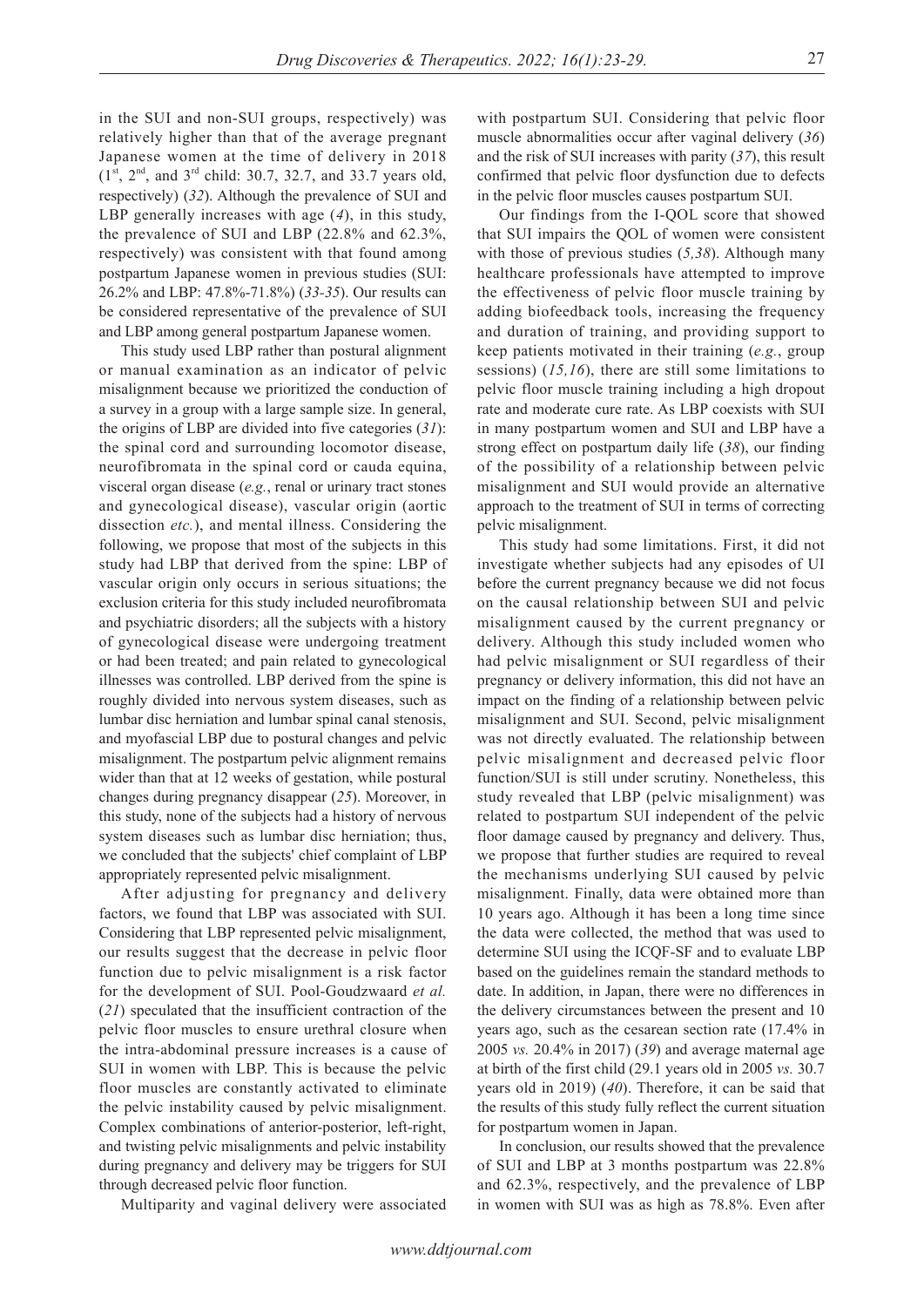in the SUI and non-SUI groups, respectively) was relatively higher than that of the average pregnant Japanese women at the time of delivery in 2018 (1st, 2nd, and 3rd child: 30.7, 32.7, and 33.7 years old, respectively) (*32*). Although the prevalence of SUI and LBP generally increases with age (*4*), in this study, the prevalence of SUI and LBP (22.8% and 62.3%, respectively) was consistent with that found among postpartum Japanese women in previous studies (SUI: 26.2% and LBP: 47.8%-71.8%) (*33-35*). Our results can be considered representative of the prevalence of SUI and LBP among general postpartum Japanese women.

This study used LBP rather than postural alignment or manual examination as an indicator of pelvic misalignment because we prioritized the conduction of a survey in a group with a large sample size. In general, the origins of LBP are divided into five categories (*31*): the spinal cord and surrounding locomotor disease, neurofibromata in the spinal cord or cauda equina, visceral organ disease (*e.g.*, renal or urinary tract stones and gynecological disease), vascular origin (aortic dissection *etc.*), and mental illness. Considering the following, we propose that most of the subjects in this study had LBP that derived from the spine: LBP of vascular origin only occurs in serious situations; the exclusion criteria for this study included neurofibromata and psychiatric disorders; all the subjects with a history of gynecological disease were undergoing treatment or had been treated; and pain related to gynecological illnesses was controlled. LBP derived from the spine is roughly divided into nervous system diseases, such as lumbar disc herniation and lumbar spinal canal stenosis, and myofascial LBP due to postural changes and pelvic misalignment. The postpartum pelvic alignment remains wider than that at 12 weeks of gestation, while postural changes during pregnancy disappear (*25*). Moreover, in this study, none of the subjects had a history of nervous system diseases such as lumbar disc herniation; thus, we concluded that the subjects' chief complaint of LBP appropriately represented pelvic misalignment.

After adjusting for pregnancy and delivery factors, we found that LBP was associated with SUI. Considering that LBP represented pelvic misalignment, our results suggest that the decrease in pelvic floor function due to pelvic misalignment is a risk factor for the development of SUI. Pool-Goudzwaard *et al.* (*21*) speculated that the insufficient contraction of the pelvic floor muscles to ensure urethral closure when the intra-abdominal pressure increases is a cause of SUI in women with LBP. This is because the pelvic floor muscles are constantly activated to eliminate the pelvic instability caused by pelvic misalignment. Complex combinations of anterior-posterior, left-right, and twisting pelvic misalignments and pelvic instability during pregnancy and delivery may be triggers for SUI through decreased pelvic floor function.

Multiparity and vaginal delivery were associated with postpartum SUI. Considering that pelvic floor muscle abnormalities occur after vaginal delivery (*36*) and the risk of SUI increases with parity (*37*), this result confirmed that pelvic floor dysfunction due to defects in the pelvic floor muscles causes postpartum SUI.

Our findings from the I-QOL score that showed that SUI impairs the QOL of women were consistent with those of previous studies (*5,38*). Although many healthcare professionals have attempted to improve the effectiveness of pelvic floor muscle training by adding biofeedback tools, increasing the frequency and duration of training, and providing support to keep patients motivated in their training (*e.g.*, group sessions) (*15,16*), there are still some limitations to pelvic floor muscle training including a high dropout rate and moderate cure rate. As LBP coexists with SUI in many postpartum women and SUI and LBP have a strong effect on postpartum daily life (*38*), our finding of the possibility of a relationship between pelvic misalignment and SUI would provide an alternative approach to the treatment of SUI in terms of correcting pelvic misalignment.

This study had some limitations. First, it did not investigate whether subjects had any episodes of UI before the current pregnancy because we did not focus on the causal relationship between SUI and pelvic misalignment caused by the current pregnancy or delivery. Although this study included women who had pelvic misalignment or SUI regardless of their pregnancy or delivery information, this did not have an impact on the finding of a relationship between pelvic misalignment and SUI. Second, pelvic misalignment was not directly evaluated. The relationship between pelvic misalignment and decreased pelvic floor function/SUI is still under scrutiny. Nonetheless, this study revealed that LBP (pelvic misalignment) was related to postpartum SUI independent of the pelvic floor damage caused by pregnancy and delivery. Thus, we propose that further studies are required to reveal the mechanisms underlying SUI caused by pelvic misalignment. Finally, data were obtained more than 10 years ago. Although it has been a long time since the data were collected, the method that was used to determine SUI using the ICQF-SF and to evaluate LBP based on the guidelines remain the standard methods to date. In addition, in Japan, there were no differences in the delivery circumstances between the present and 10 years ago, such as the cesarean section rate (17.4% in 2005 *vs.* 20.4% in 2017) (*39*) and average maternal age at birth of the first child (29.1 years old in 2005 *vs.* 30.7 years old in 2019) (*40*). Therefore, it can be said that the results of this study fully reflect the current situation for postpartum women in Japan.

In conclusion, our results showed that the prevalence of SUI and LBP at 3 months postpartum was 22.8% and 62.3%, respectively, and the prevalence of LBP in women with SUI was as high as 78.8%. Even after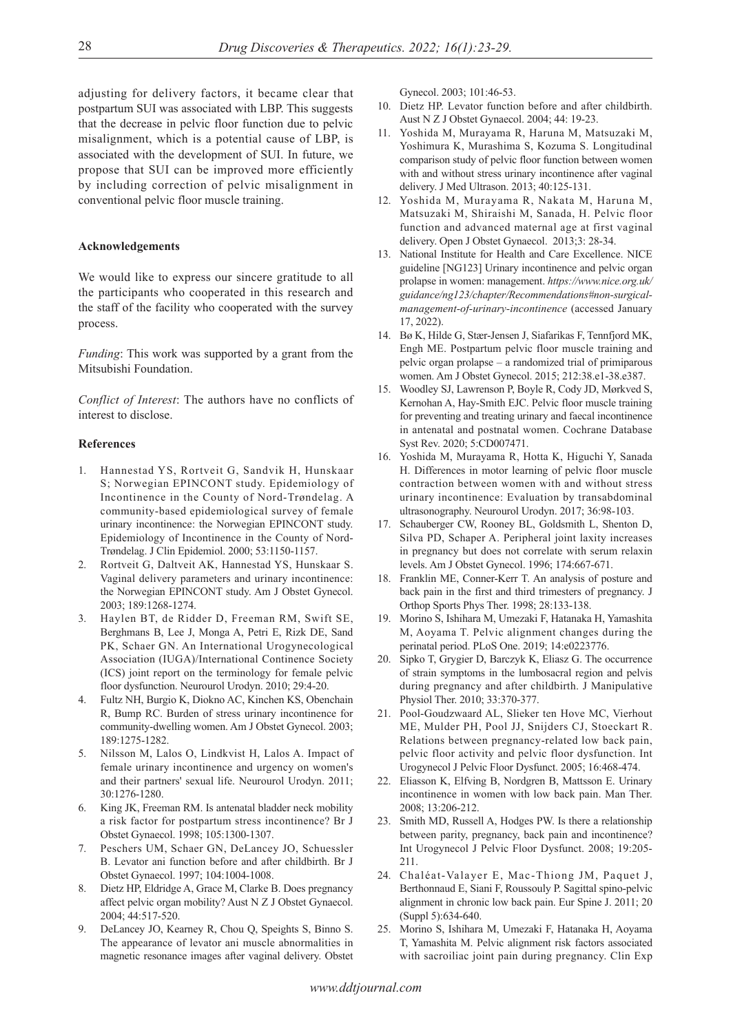adjusting for delivery factors, it became clear that postpartum SUI was associated with LBP. This suggests that the decrease in pelvic floor function due to pelvic misalignment, which is a potential cause of LBP, is associated with the development of SUI. In future, we propose that SUI can be improved more efficiently by including correction of pelvic misalignment in conventional pelvic floor muscle training.

#### Acknowledgements

We would like to express our sincere gratitude to all the participants who cooperated in this research and the staff of the facility who cooperated with the survey process.

*Funding*: This work was supported by a grant from the Mitsubishi Foundation.

*Conflict of Interest*: The authors have no conflicts of interest to disclose.

#### References

1. Hannestad YS, Rortveit G, Sandvik H, Hunskaar S; Norwegian EPINCONT study. Epidemiology of Incontinence in the County of Nord-Trøndelag. A community-based epidemiological survey of female urinary incontinence: the Norwegian EPINCONT study. Epidemiology of Incontinence in the County of Nord-Trøndelag. J Clin Epidemiol. 2000; 53:1150-1157.
2. Rortveit G, Daltveit AK, Hannestad YS, Hunskaar S. Vaginal delivery parameters and urinary incontinence: the Norwegian EPINCONT study. Am J Obstet Gynecol. 2003; 189:1268-1274.
3. Haylen BT, de Ridder D, Freeman RM, Swift SE, Berghmans B, Lee J, Monga A, Petri E, Rizk DE, Sand PK, Schaer GN. An International Urogynecological Association (IUGA)/International Continence Society (ICS) joint report on the terminology for female pelvic floor dysfunction. Neurourol Urodyn. 2010; 29:4-20.
4. Fultz NH, Burgio K, Diokno AC, Kinchen KS, Obenchain R, Bump RC. Burden of stress urinary incontinence for community-dwelling women. Am J Obstet Gynecol. 2003; 189:1275-1282.
5. Nilsson M, Lalos O, Lindkvist H, Lalos A. Impact of female urinary incontinence and urgency on women's and their partners' sexual life. Neurourol Urodyn. 2011; 30:1276-1280.
6. King JK, Freeman RM. Is antenatal bladder neck mobility a risk factor for postpartum stress incontinence? Br J Obstet Gynaecol. 1998; 105:1300-1307.
7. Peschers UM, Schaer GN, DeLancey JO, Schuessler B. Levator ani function before and after childbirth. Br J Obstet Gynaecol. 1997; 104:1004-1008.
8. Dietz HP, Eldridge A, Grace M, Clarke B. Does pregnancy affect pelvic organ mobility? Aust N Z J Obstet Gynaecol. 2004; 44:517-520.
9. DeLancey JO, Kearney R, Chou Q, Speights S, Binno S. The appearance of levator ani muscle abnormalities in magnetic resonance images after vaginal delivery. Obstet Gynecol. 2003; 101:46-53.
10. Dietz HP. Levator function before and after childbirth. Aust N Z J Obstet Gynaecol. 2004; 44: 19-23.
11. Yoshida M, Murayama R, Haruna M, Matsuzaki M, Yoshimura K, Murashima S, Kozuma S. Longitudinal comparison study of pelvic floor function between women with and without stress urinary incontinence after vaginal delivery. J Med Ultrason. 2013; 40:125-131.
12. Yoshida M, Murayama R, Nakata M, Haruna M, Matsuzaki M, Shiraishi M, Sanada, H. Pelvic floor function and advanced maternal age at first vaginal delivery. Open J Obstet Gynaecol. 2013;3: 28-34.
13. National Institute for Health and Care Excellence. NICE guideline [NG123] Urinary incontinence and pelvic organ prolapse in women: management. *https://www.nice.org.uk/guidance/ng123/chapter/Recommendations#non-surgical-management-of-urinary-incontinence* (accessed January 17, 2022).
14. Bø K, Hilde G, Stær-Jensen J, Siafarikas F, Tennfjord MK, Engh ME. Postpartum pelvic floor muscle training and pelvic organ prolapse – a randomized trial of primiparous women. Am J Obstet Gynecol. 2015; 212:38.e1-38.e387.
15. Woodley SJ, Lawrenson P, Boyle R, Cody JD, Mørkved S, Kernohan A, Hay-Smith EJC. Pelvic floor muscle training for preventing and treating urinary and faecal incontinence in antenatal and postnatal women. Cochrane Database Syst Rev. 2020; 5:CD007471.
16. Yoshida M, Murayama R, Hotta K, Higuchi Y, Sanada H. Differences in motor learning of pelvic floor muscle contraction between women with and without stress urinary incontinence: Evaluation by transabdominal ultrasonography. Neurourol Urodyn. 2017; 36:98-103.
17. Schauberger CW, Rooney BL, Goldsmith L, Shenton D, Silva PD, Schaper A. Peripheral joint laxity increases in pregnancy but does not correlate with serum relaxin levels. Am J Obstet Gynecol. 1996; 174:667-671.
18. Franklin ME, Conner-Kerr T. An analysis of posture and back pain in the first and third trimesters of pregnancy. J Orthop Sports Phys Ther. 1998; 28:133-138.
19. Morino S, Ishihara M, Umezaki F, Hatanaka H, Yamashita M, Aoyama T. Pelvic alignment changes during the perinatal period. PLoS One. 2019; 14:e0223776.
20. Sipko T, Grygier D, Barczyk K, Eliasz G. The occurrence of strain symptoms in the lumbosacral region and pelvis during pregnancy and after childbirth. J Manipulative Physiol Ther. 2010; 33:370-377.
21. Pool-Goudzwaard AL, Slieker ten Hove MC, Vierhout ME, Mulder PH, Pool JJ, Snijders CJ, Stoeckart R. Relations between pregnancy-related low back pain, pelvic floor activity and pelvic floor dysfunction. Int Urogynecol J Pelvic Floor Dysfunct. 2005; 16:468-474.
22. Eliasson K, Elfving B, Nordgren B, Mattsson E. Urinary incontinence in women with low back pain. Man Ther. 2008; 13:206-212.
23. Smith MD, Russell A, Hodges PW. Is there a relationship between parity, pregnancy, back pain and incontinence? Int Urogynecol J Pelvic Floor Dysfunct. 2008; 19:205-211.
24. Chaléat-Valayer E, Mac-Thiong JM, Paquet J, Berthonnaud E, Siani F, Roussouly P. Sagittal spino-pelvic alignment in chronic low back pain. Eur Spine J. 2011; 20 (Suppl 5):634-640.
25. Morino S, Ishihara M, Umezaki F, Hatanaka H, Aoyama T, Yamashita M. Pelvic alignment risk factors associated with sacroiliac joint pain during pregnancy. Clin Exp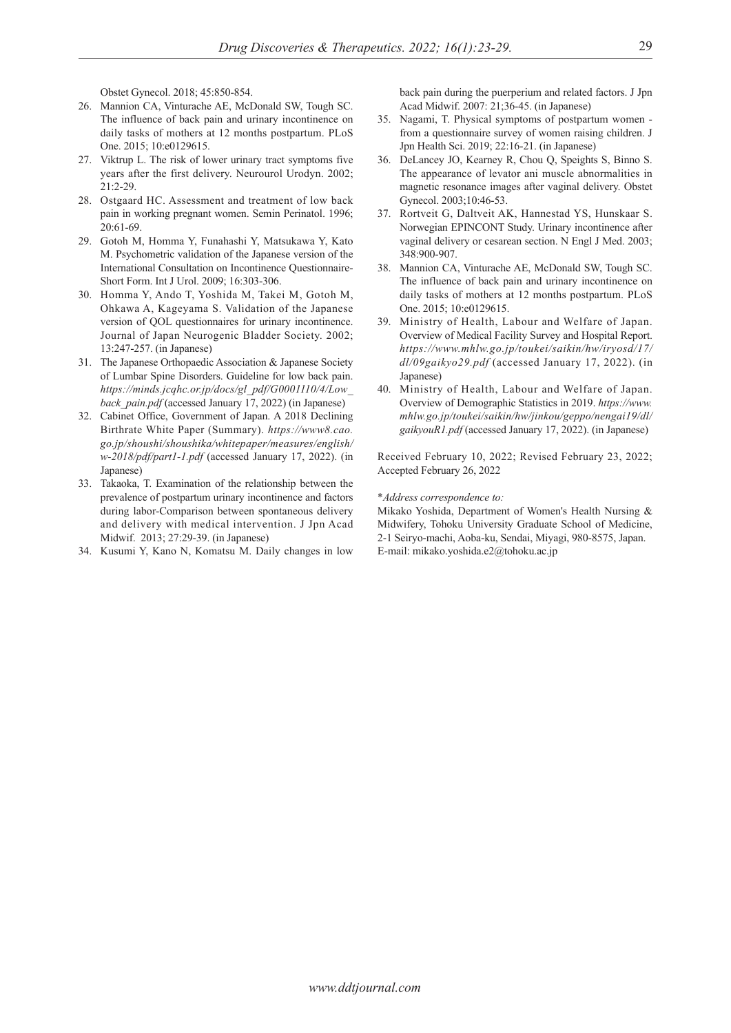Obstet Gynecol. 2018; 45:850-854.

26. Mannion CA, Vinturache AE, McDonald SW, Tough SC. The influence of back pain and urinary incontinence on daily tasks of mothers at 12 months postpartum. PLoS One. 2015; 10:e0129615.
27. Viktrup L. The risk of lower urinary tract symptoms five years after the first delivery. Neurourol Urodyn. 2002; 21:2-29.
28. Ostgaard HC. Assessment and treatment of low back pain in working pregnant women. Semin Perinatol. 1996; 20:61-69.
29. Gotoh M, Homma Y, Funahashi Y, Matsukawa Y, Kato M. Psychometric validation of the Japanese version of the International Consultation on Incontinence Questionnaire-Short Form. Int J Urol. 2009; 16:303-306.
30. Homma Y, Ando T, Yoshida M, Takei M, Gotoh M, Ohkawa A, Kageyama S. Validation of the Japanese version of QOL questionnaires for urinary incontinence. Journal of Japan Neurogenic Bladder Society. 2002; 13:247-257. (in Japanese)
31. The Japanese Orthopaedic Association & Japanese Society of Lumbar Spine Disorders. Guideline for low back pain. *https://minds.jcqhc.or.jp/docs/gl_pdf/G0001110/4/Low_back_pain.pdf* (accessed January 17, 2022) (in Japanese)
32. Cabinet Office, Government of Japan. A 2018 Declining Birthrate White Paper (Summary). *https://www8.cao.go.jp/shoushi/shoushika/whitepaper/measures/english/w-2018/pdf/part1-1.pdf* (accessed January 17, 2022). (in Japanese)
33. Takaoka, T. Examination of the relationship between the prevalence of postpartum urinary incontinence and factors during labor-Comparison between spontaneous delivery and delivery with medical intervention. J Jpn Acad Midwif. 2013; 27:29-39. (in Japanese)
34. Kusumi Y, Kano N, Komatsu M. Daily changes in low back pain during the puerperium and related factors. J Jpn Acad Midwif. 2007: 21;36-45. (in Japanese)
35. Nagami, T. Physical symptoms of postpartum women - from a questionnaire survey of women raising children. J Jpn Health Sci. 2019; 22:16-21. (in Japanese)
36. DeLancey JO, Kearney R, Chou Q, Speights S, Binno S. The appearance of levator ani muscle abnormalities in magnetic resonance images after vaginal delivery. Obstet Gynecol. 2003;10:46-53.
37. Rortveit G, Daltveit AK, Hannestad YS, Hunskaar S. Norwegian EPINCONT Study. Urinary incontinence after vaginal delivery or cesarean section. N Engl J Med. 2003; 348:900-907.
38. Mannion CA, Vinturache AE, McDonald SW, Tough SC. The influence of back pain and urinary incontinence on daily tasks of mothers at 12 months postpartum. PLoS One. 2015; 10:e0129615.
39. Ministry of Health, Labour and Welfare of Japan. Overview of Medical Facility Survey and Hospital Report. *https://www.mhlw.go.jp/toukei/saikin/hw/iryosd/17/dl/09gaikyo29.pdf* (accessed January 17, 2022). (in Japanese)
40. Ministry of Health, Labour and Welfare of Japan. Overview of Demographic Statistics in 2019. *https://www.mhlw.go.jp/toukei/saikin/hw/jinkou/geppo/nengai19/dl/gaikyouR1.pdf* (accessed January 17, 2022). (in Japanese)

Received February 10, 2022; Revised February 23, 2022; Accepted February 26, 2022

\**Address correspondence to:*
Mikako Yoshida, Department of Women's Health Nursing & Midwifery, Tohoku University Graduate School of Medicine, 2-1 Seiryo-machi, Aoba-ku, Sendai, Miyagi, 980-8575, Japan.
E-mail: mikako.yoshida.e2@tohoku.ac.jp